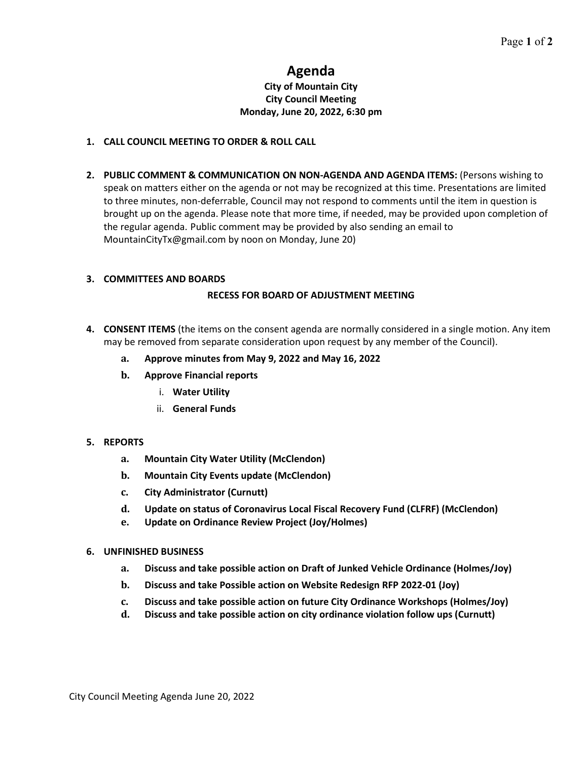# Agenda

**City of Mountain City**
**City Council Meeting**
**Monday, June 20, 2022, 6:30 pm**

1. **CALL COUNCIL MEETING TO ORDER & ROLL CALL**

2. **PUBLIC COMMENT & COMMUNICATION ON NON-AGENDA AND AGENDA ITEMS:** (Persons wishing to speak on matters either on the agenda or not may be recognized at this time. Presentations are limited to three minutes, non-deferrable, Council may not respond to comments until the item in question is brought up on the agenda. Please note that more time, if needed, may be provided upon completion of the regular agenda. Public comment may be provided by also sending an email to MountainCityTx@gmail.com by noon on Monday, June 20)

3. **COMMITTEES AND BOARDS**

   **RECESS FOR BOARD OF ADJUSTMENT MEETING**

4. **CONSENT ITEMS** (the items on the consent agenda are normally considered in a single motion. Any item may be removed from separate consideration upon request by any member of the Council).
   a. **Approve minutes from May 9, 2022 and May 16, 2022**
   b. **Approve Financial reports**
      i. **Water Utility**
      ii. **General Funds**

5. **REPORTS**
   a. **Mountain City Water Utility (McClendon)**
   b. **Mountain City Events update (McClendon)**
   c. **City Administrator (Curnutt)**
   d. **Update on status of Coronavirus Local Fiscal Recovery Fund (CLFRF) (McClendon)**
   e. **Update on Ordinance Review Project (Joy/Holmes)**

6. **UNFINISHED BUSINESS**
   a. **Discuss and take possible action on Draft of Junked Vehicle Ordinance (Holmes/Joy)**
   b. **Discuss and take Possible action on Website Redesign RFP 2022-01 (Joy)**
   c. **Discuss and take possible action on future City Ordinance Workshops (Holmes/Joy)**
   d. **Discuss and take possible action on city ordinance violation follow ups (Curnutt)**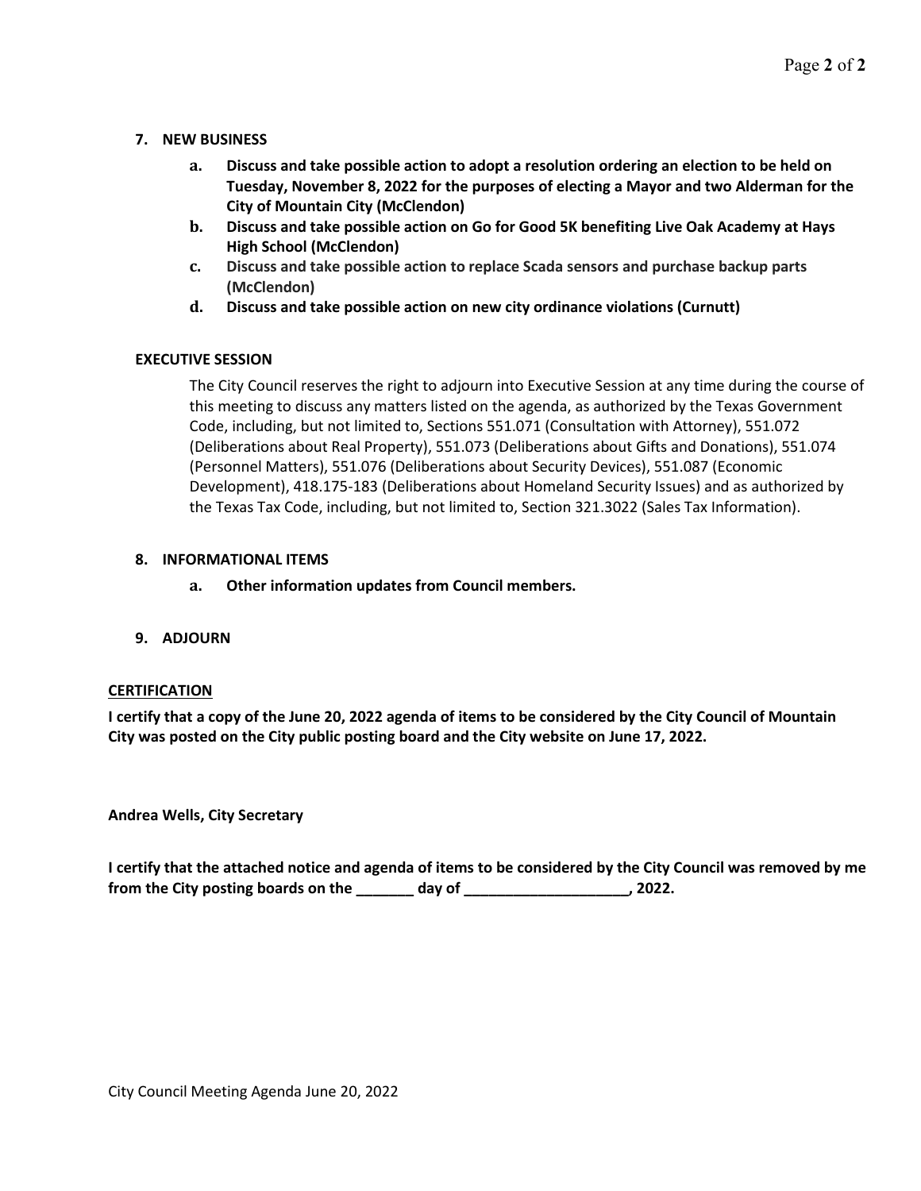**7. NEW BUSINESS**

- **a. Discuss and take possible action to adopt a resolution ordering an election to be held on Tuesday, November 8, 2022 for the purposes of electing a Mayor and two Alderman for the City of Mountain City (McClendon)**
- **b. Discuss and take possible action on Go for Good 5K benefiting Live Oak Academy at Hays High School (McClendon)**
- **c. Discuss and take possible action to replace Scada sensors and purchase backup parts (McClendon)**
- **d. Discuss and take possible action on new city ordinance violations (Curnutt)**

**EXECUTIVE SESSION**

The City Council reserves the right to adjourn into Executive Session at any time during the course of this meeting to discuss any matters listed on the agenda, as authorized by the Texas Government Code, including, but not limited to, Sections 551.071 (Consultation with Attorney), 551.072 (Deliberations about Real Property), 551.073 (Deliberations about Gifts and Donations), 551.074 (Personnel Matters), 551.076 (Deliberations about Security Devices), 551.087 (Economic Development), 418.175-183 (Deliberations about Homeland Security Issues) and as authorized by the Texas Tax Code, including, but not limited to, Section 321.3022 (Sales Tax Information).

**8. INFORMATIONAL ITEMS**

- **a. Other information updates from Council members.**

**9. ADJOURN**

**CERTIFICATION**

**I certify that a copy of the June 20, 2022 agenda of items to be considered by the City Council of Mountain City was posted on the City public posting board and the City website on June 17, 2022.**

**Andrea Wells, City Secretary**

**I certify that the attached notice and agenda of items to be considered by the City Council was removed by me from the City posting boards on the _______ day of ____________________, 2022.**